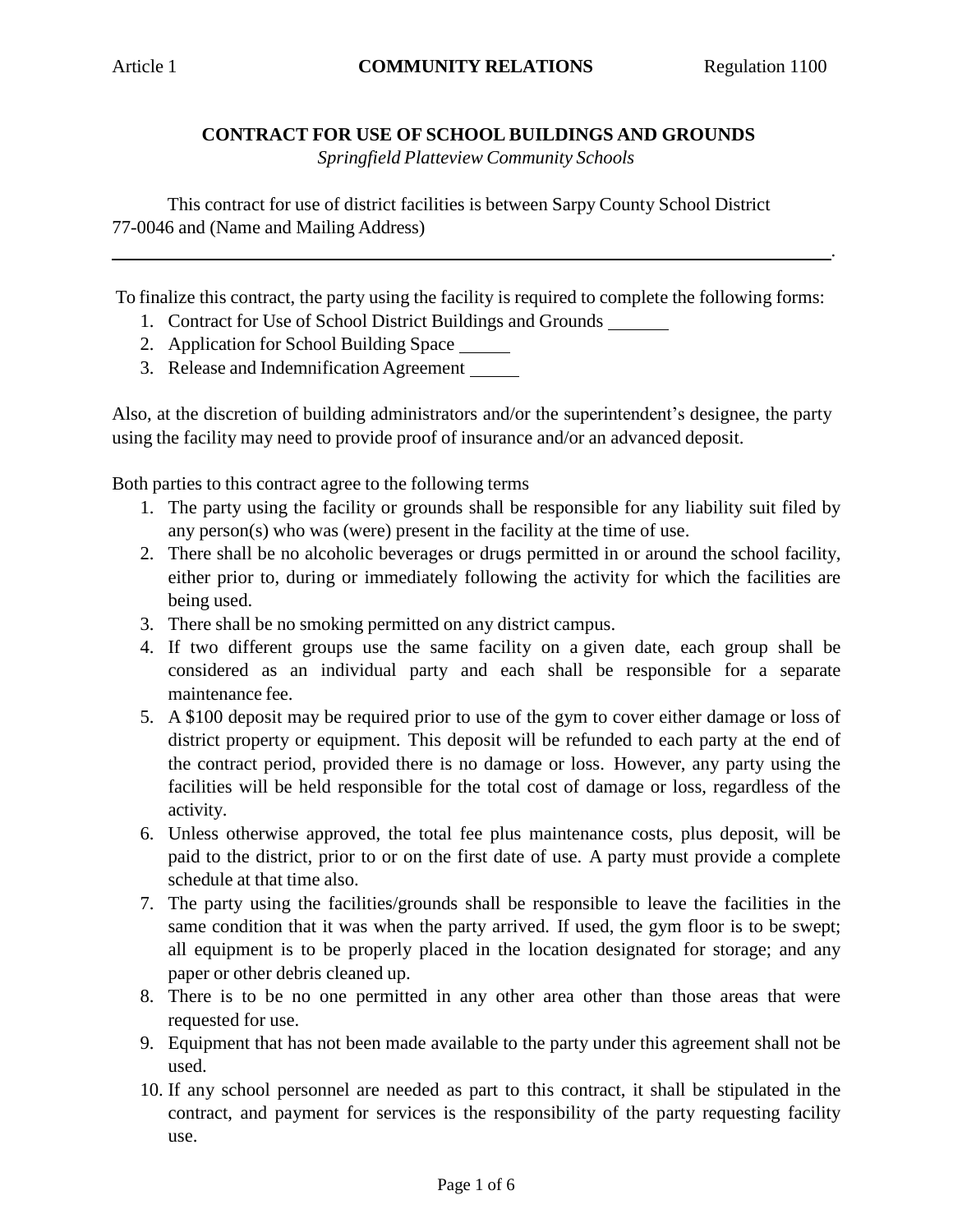## CONTRACT FOR USE OF SCHOOL BUILDINGS AND GROUNDS

*Springfield Platteview Community Schools*

This contract for use of district facilities is between Sarpy County School District 77-0046 and (Name and Mailing Address)

______________________________________________________________________________.

To finalize this contract, the party using the facility is required to complete the following forms:

1. Contract for Use of School District Buildings and Grounds _______
2. Application for School Building Space _____
3. Release and Indemnification Agreement _____

Also, at the discretion of building administrators and/or the superintendent's designee, the party using the facility may need to provide proof of insurance and/or an advanced deposit.

Both parties to this contract agree to the following terms

1. The party using the facility or grounds shall be responsible for any liability suit filed by any person(s) who was (were) present in the facility at the time of use.
2. There shall be no alcoholic beverages or drugs permitted in or around the school facility, either prior to, during or immediately following the activity for which the facilities are being used.
3. There shall be no smoking permitted on any district campus.
4. If two different groups use the same facility on a given date, each group shall be considered as an individual party and each shall be responsible for a separate maintenance fee.
5. A $100 deposit may be required prior to use of the gym to cover either damage or loss of district property or equipment. This deposit will be refunded to each party at the end of the contract period, provided there is no damage or loss. However, any party using the facilities will be held responsible for the total cost of damage or loss, regardless of the activity.
6. Unless otherwise approved, the total fee plus maintenance costs, plus deposit, will be paid to the district, prior to or on the first date of use. A party must provide a complete schedule at that time also.
7. The party using the facilities/grounds shall be responsible to leave the facilities in the same condition that it was when the party arrived. If used, the gym floor is to be swept; all equipment is to be properly placed in the location designated for storage; and any paper or other debris cleaned up.
8. There is to be no one permitted in any other area other than those areas that were requested for use.
9. Equipment that has not been made available to the party under this agreement shall not be used.
10. If any school personnel are needed as part to this contract, it shall be stipulated in the contract, and payment for services is the responsibility of the party requesting facility use.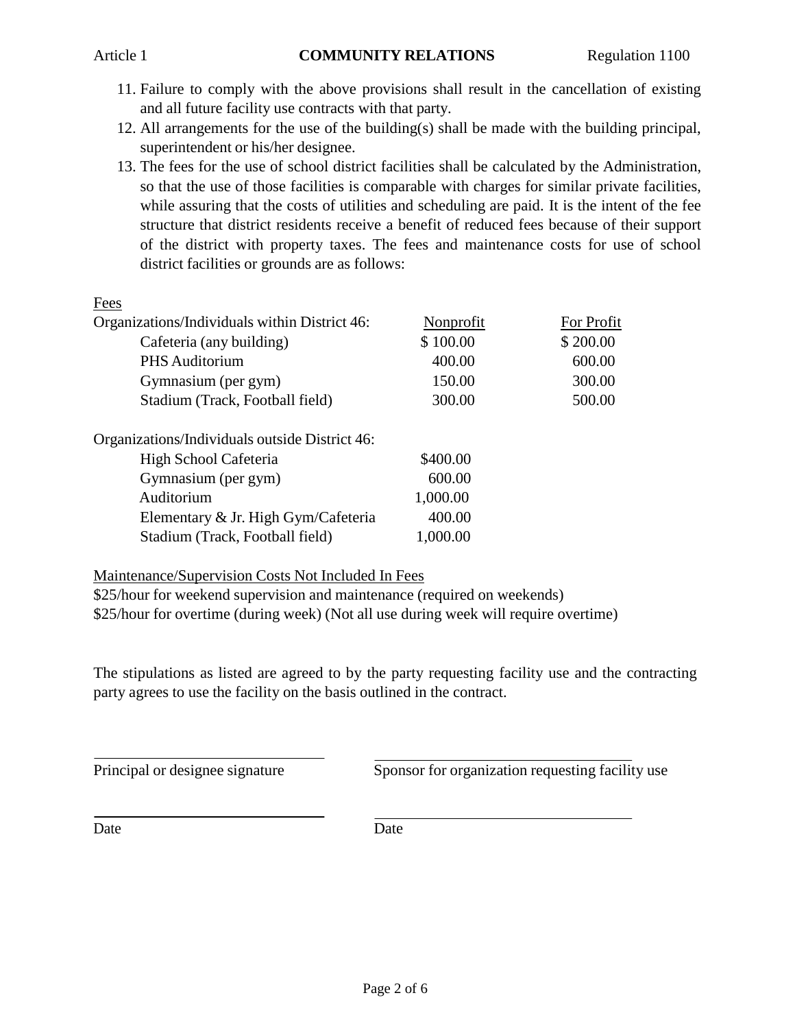11. Failure to comply with the above provisions shall result in the cancellation of existing and all future facility use contracts with that party.
12. All arrangements for the use of the building(s) shall be made with the building principal, superintendent or his/her designee.
13. The fees for the use of school district facilities shall be calculated by the Administration, so that the use of those facilities is comparable with charges for similar private facilities, while assuring that the costs of utilities and scheduling are paid. It is the intent of the fee structure that district residents receive a benefit of reduced fees because of their support of the district with property taxes. The fees and maintenance costs for use of school district facilities or grounds are as follows:

Fees

| Organizations/Individuals within District 46: | Nonprofit | For Profit |
|---|---|---|
| Cafeteria (any building) | $ 100.00 | $ 200.00 |
| PHS Auditorium | 400.00 | 600.00 |
| Gymnasium (per gym) | 150.00 | 300.00 |
| Stadium (Track, Football field) | 300.00 | 500.00 |

| Organizations/Individuals outside District 46: | |
|---|---|
| High School Cafeteria | $400.00 |
| Gymnasium (per gym) | 600.00 |
| Auditorium | 1,000.00 |
| Elementary & Jr. High Gym/Cafeteria | 400.00 |
| Stadium (Track, Football field) | 1,000.00 |

Maintenance/Supervision Costs Not Included In Fees

$25/hour for weekend supervision and maintenance (required on weekends)
$25/hour for overtime (during week) (Not all use during week will require overtime)

The stipulations as listed are agreed to by the party requesting facility use and the contracting party agrees to use the facility on the basis outlined in the contract.

_______________________________ Principal or designee signature

_______________________________ Sponsor for organization requesting facility use

_______________________________ Date

_______________________________ Date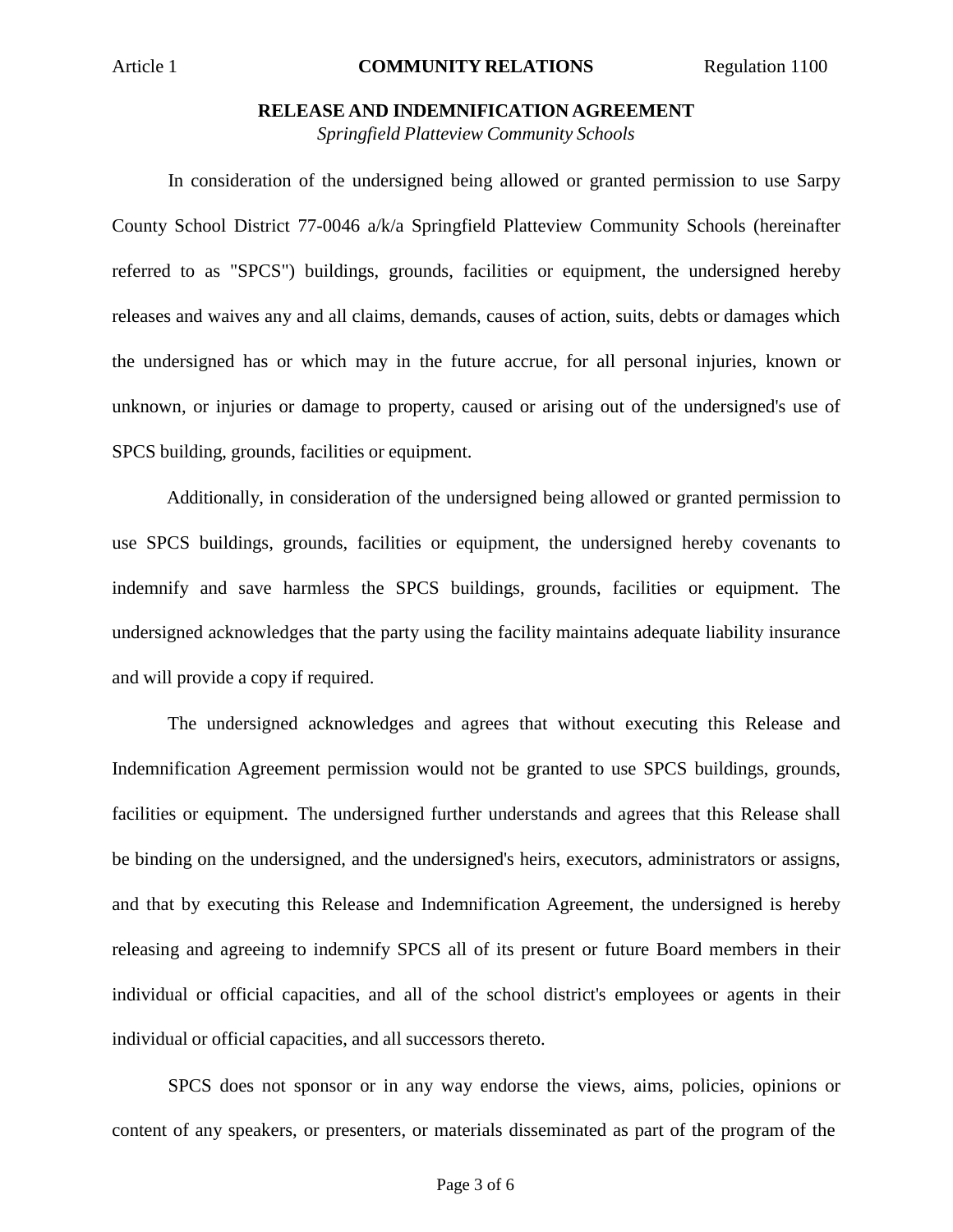## RELEASE AND INDEMNIFICATION AGREEMENT

*Springfield Platteview Community Schools*

In consideration of the undersigned being allowed or granted permission to use Sarpy County School District 77-0046 a/k/a Springfield Platteview Community Schools (hereinafter referred to as "SPCS") buildings, grounds, facilities or equipment, the undersigned hereby releases and waives any and all claims, demands, causes of action, suits, debts or damages which the undersigned has or which may in the future accrue, for all personal injuries, known or unknown, or injuries or damage to property, caused or arising out of the undersigned's use of SPCS building, grounds, facilities or equipment.

Additionally, in consideration of the undersigned being allowed or granted permission to use SPCS buildings, grounds, facilities or equipment, the undersigned hereby covenants to indemnify and save harmless the SPCS buildings, grounds, facilities or equipment. The undersigned acknowledges that the party using the facility maintains adequate liability insurance and will provide a copy if required.

The undersigned acknowledges and agrees that without executing this Release and Indemnification Agreement permission would not be granted to use SPCS buildings, grounds, facilities or equipment. The undersigned further understands and agrees that this Release shall be binding on the undersigned, and the undersigned's heirs, executors, administrators or assigns, and that by executing this Release and Indemnification Agreement, the undersigned is hereby releasing and agreeing to indemnify SPCS all of its present or future Board members in their individual or official capacities, and all of the school district's employees or agents in their individual or official capacities, and all successors thereto.

SPCS does not sponsor or in any way endorse the views, aims, policies, opinions or content of any speakers, or presenters, or materials disseminated as part of the program of the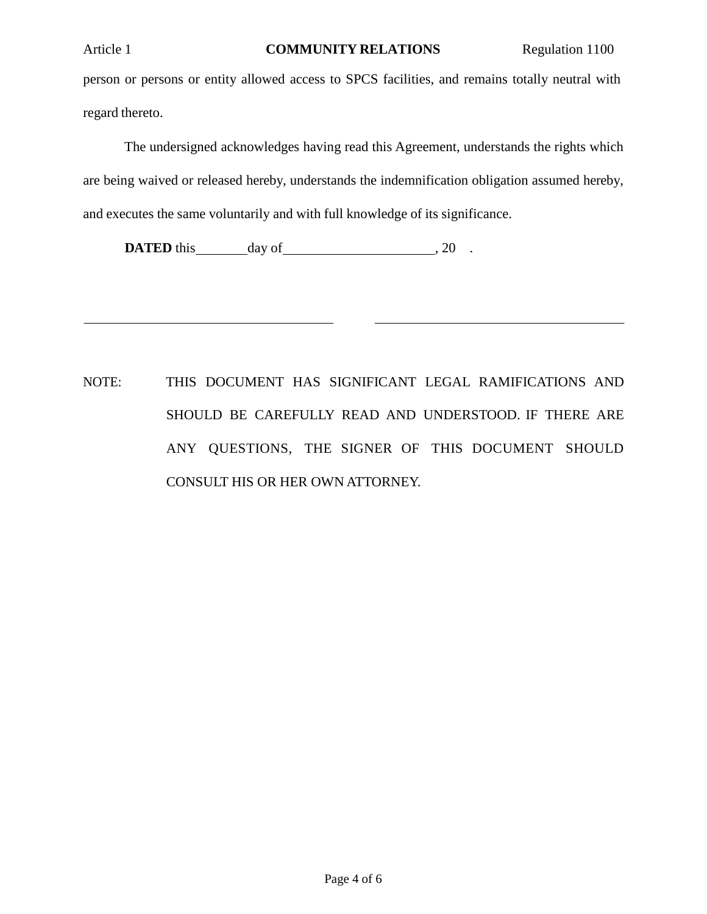person or persons or entity allowed access to SPCS facilities, and remains totally neutral with regard thereto.

The undersigned acknowledges having read this Agreement, understands the rights which are being waived or released hereby, understands the indemnification obligation assumed hereby, and executes the same voluntarily and with full knowledge of its significance.

**DATED** this ________ day of ______________________, 20 .

______________________________________ ______________________________________

NOTE: THIS DOCUMENT HAS SIGNIFICANT LEGAL RAMIFICATIONS AND SHOULD BE CAREFULLY READ AND UNDERSTOOD. IF THERE ARE ANY QUESTIONS, THE SIGNER OF THIS DOCUMENT SHOULD CONSULT HIS OR HER OWN ATTORNEY.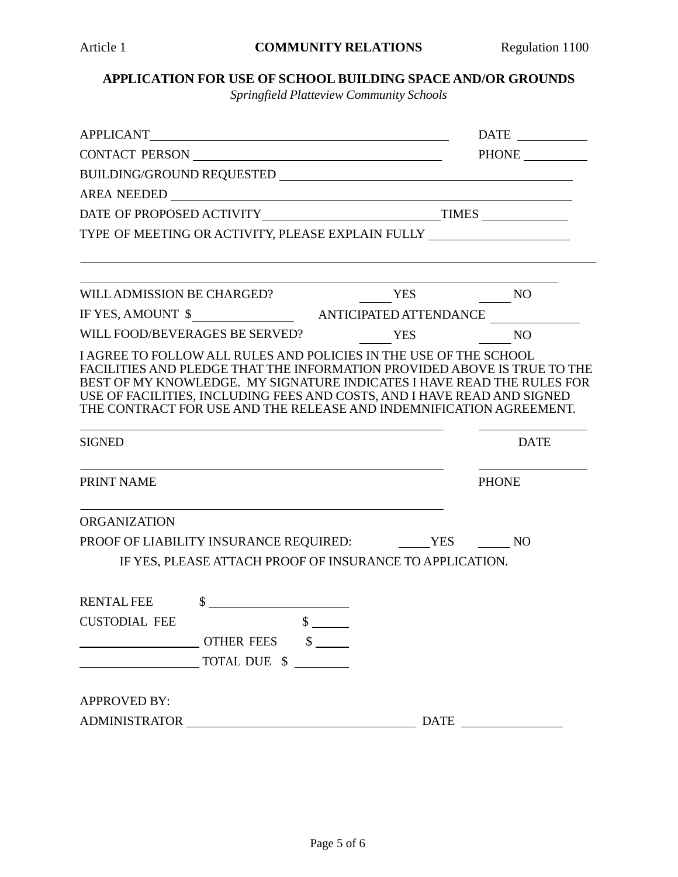Article 1 **COMMUNITY RELATIONS** Regulation 1100

## APPLICATION FOR USE OF SCHOOL BUILDING SPACE AND/OR GROUNDS

*Springfield Platteview Community Schools*

APPLICANT\_\_\_\_\_\_\_\_\_\_\_\_\_\_\_\_\_\_\_\_\_\_\_\_\_\_\_\_\_\_\_\_\_\_\_\_\_\_\_\_\_\_ DATE \_\_\_\_\_\_\_\_\_\_

CONTACT PERSON \_\_\_\_\_\_\_\_\_\_\_\_\_\_\_\_\_\_\_\_\_\_\_\_\_\_\_\_\_\_\_\_\_\_\_\_ PHONE \_\_\_\_\_\_\_\_\_

BUILDING/GROUND REQUESTED \_\_\_\_\_\_\_\_\_\_\_\_\_\_\_\_\_\_\_\_\_\_\_\_\_\_\_\_\_\_\_\_\_\_\_\_\_\_\_\_\_\_\_

AREA NEEDED \_\_\_\_\_\_\_\_\_\_\_\_\_\_\_\_\_\_\_\_\_\_\_\_\_\_\_\_\_\_\_\_\_\_\_\_\_\_\_\_\_\_\_\_\_\_\_\_\_\_\_\_\_\_\_\_\_

DATE OF PROPOSED ACTIVITY\_\_\_\_\_\_\_\_\_\_\_\_\_\_\_\_\_\_\_\_\_\_\_\_\_\_TIMES \_\_\_\_\_\_\_\_\_\_\_\_

TYPE OF MEETING OR ACTIVITY, PLEASE EXPLAIN FULLY \_\_\_\_\_\_\_\_\_\_\_\_\_\_\_\_\_\_\_\_\_

\_\_\_\_\_\_\_\_\_\_\_\_\_\_\_\_\_\_\_\_\_\_\_\_\_\_\_\_\_\_\_\_\_\_\_\_\_\_\_\_\_\_\_\_\_\_\_\_\_\_\_\_\_\_\_\_\_\_\_\_\_\_\_\_\_\_\_\_\_\_\_\_\_

\_\_\_\_\_\_\_\_\_\_\_\_\_\_\_\_\_\_\_\_\_\_\_\_\_\_\_\_\_\_\_\_\_\_\_\_\_\_\_\_\_\_\_\_\_\_\_\_\_\_\_\_\_\_\_\_\_\_\_\_\_\_\_\_\_\_\_\_\_\_\_

WILL ADMISSION BE CHARGED? \_\_\_\_ YES \_\_\_\_ NO

IF YES, AMOUNT $\_\_\_\_\_\_\_\_\_\_\_\_\_\_ ANTICIPATED ATTENDANCE \_\_\_\_\_\_\_\_\_\_\_\_

WILL FOOD/BEVERAGES BE SERVED? \_\_\_\_ YES \_\_\_\_ NO

I AGREE TO FOLLOW ALL RULES AND POLICIES IN THE USE OF THE SCHOOL FACILITIES AND PLEDGE THAT THE INFORMATION PROVIDED ABOVE IS TRUE TO THE BEST OF MY KNOWLEDGE. MY SIGNATURE INDICATES I HAVE READ THE RULES FOR USE OF FACILITIES, INCLUDING FEES AND COSTS, AND I HAVE READ AND SIGNED THE CONTRACT FOR USE AND THE RELEASE AND INDEMNIFICATION AGREEMENT.

\_\_\_\_\_\_\_\_\_\_\_\_\_\_\_\_\_\_\_\_\_\_\_\_\_\_\_\_\_\_\_\_\_\_\_\_\_\_\_\_\_\_\_\_\_ \_\_\_\_\_\_\_\_\_\_\_\_\_\_\_

SIGNED DATE

\_\_\_\_\_\_\_\_\_\_\_\_\_\_\_\_\_\_\_\_\_\_\_\_\_\_\_\_\_\_\_\_\_\_\_\_\_\_\_\_\_\_\_\_\_ \_\_\_\_\_\_\_\_\_\_\_\_\_\_\_

PRINT NAME PHONE

\_\_\_\_\_\_\_\_\_\_\_\_\_\_\_\_\_\_\_\_\_\_\_\_\_\_\_\_\_\_\_\_\_\_\_\_\_\_\_\_\_\_\_\_\_

ORGANIZATION

PROOF OF LIABILITY INSURANCE REQUIRED: \_\_\_\_ YES \_\_\_\_ NO

IF YES, PLEASE ATTACH PROOF OF INSURANCE TO APPLICATION.

RENTAL FEE $\_\_\_\_\_\_\_\_\_\_\_\_\_\_\_\_\_\_

CUSTODIAL FEE $\_\_\_\_\_

\_\_\_\_\_\_\_\_\_\_\_\_\_\_\_ OTHER FEES $\_\_\_\_\_

\_\_\_\_\_\_\_\_\_\_\_\_\_\_\_ TOTAL DUE $\_\_\_\_\_\_\_

APPROVED BY:

ADMINISTRATOR \_\_\_\_\_\_\_\_\_\_\_\_\_\_\_\_\_\_\_\_\_\_\_\_\_\_\_\_\_\_ DATE \_\_\_\_\_\_\_\_\_\_\_\_\_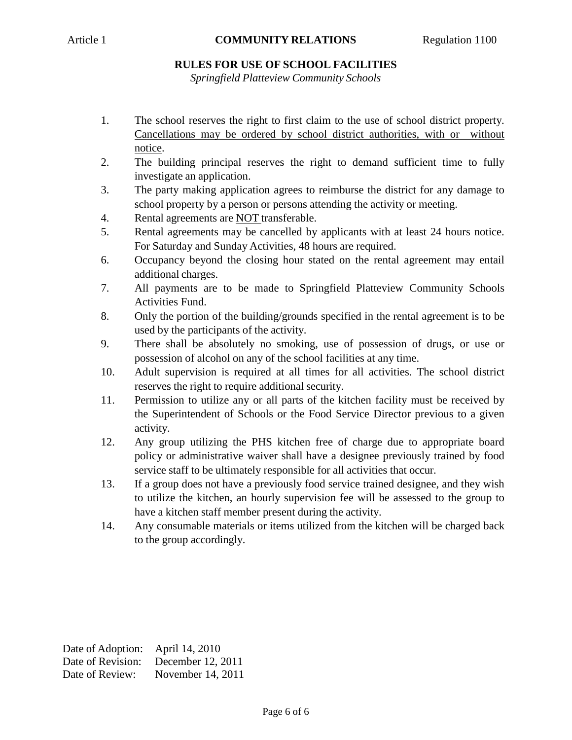Article 1 **COMMUNITY RELATIONS** Regulation 1100

## RULES FOR USE OF SCHOOL FACILITIES

*Springfield Platteview Community Schools*

1. The school reserves the right to first claim to the use of school district property. <u>Cancellations may be ordered by school district authorities, with or without notice</u>.
2. The building principal reserves the right to demand sufficient time to fully investigate an application.
3. The party making application agrees to reimburse the district for any damage to school property by a person or persons attending the activity or meeting.
4. Rental agreements are <u>NOT</u> transferable.
5. Rental agreements may be cancelled by applicants with at least 24 hours notice. For Saturday and Sunday Activities, 48 hours are required.
6. Occupancy beyond the closing hour stated on the rental agreement may entail additional charges.
7. All payments are to be made to Springfield Platteview Community Schools Activities Fund.
8. Only the portion of the building/grounds specified in the rental agreement is to be used by the participants of the activity.
9. There shall be absolutely no smoking, use of possession of drugs, or use or possession of alcohol on any of the school facilities at any time.
10. Adult supervision is required at all times for all activities. The school district reserves the right to require additional security.
11. Permission to utilize any or all parts of the kitchen facility must be received by the Superintendent of Schools or the Food Service Director previous to a given activity.
12. Any group utilizing the PHS kitchen free of charge due to appropriate board policy or administrative waiver shall have a designee previously trained by food service staff to be ultimately responsible for all activities that occur.
13. If a group does not have a previously food service trained designee, and they wish to utilize the kitchen, an hourly supervision fee will be assessed to the group to have a kitchen staff member present during the activity.
14. Any consumable materials or items utilized from the kitchen will be charged back to the group accordingly.

Date of Adoption: April 14, 2010
Date of Revision: December 12, 2011
Date of Review: November 14, 2011